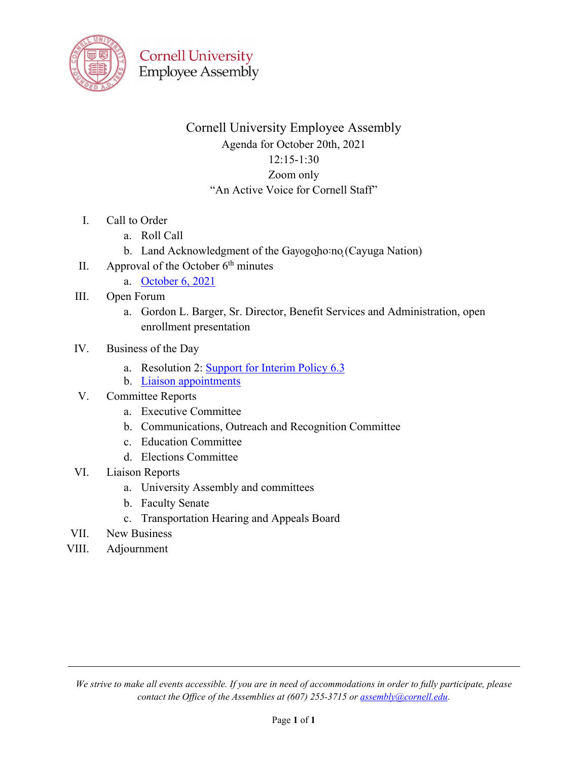Cornell University
Employee Assembly

# Cornell University Employee Assembly

Agenda for October 20th, 2021

12:15-1:30

Zoom only

"An Active Voice for Cornell Staff"

I. Call to Order
   a. Roll Call
   b. Land Acknowledgment of the Gayogo̱hó:nǫʼ (Cayuga Nation)

II. Approval of the October 6th minutes
   a. October 6, 2021

III. Open Forum
   a. Gordon L. Barger, Sr. Director, Benefit Services and Administration, open enrollment presentation

IV. Business of the Day
   a. Resolution 2: Support for Interim Policy 6.3
   b. Liaison appointments

V. Committee Reports
   a. Executive Committee
   b. Communications, Outreach and Recognition Committee
   c. Education Committee
   d. Elections Committee

VI. Liaison Reports
   a. University Assembly and committees
   b. Faculty Senate
   c. Transportation Hearing and Appeals Board

VII. New Business

VIII. Adjournment

---

*We strive to make all events accessible. If you are in need of accommodations in order to fully participate, please contact the Office of the Assemblies at (607) 255-3715 or assembly@cornell.edu.*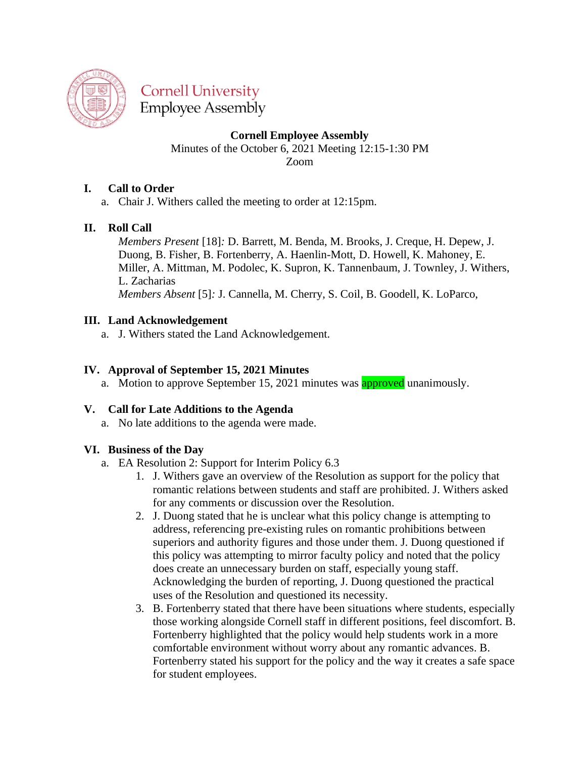Cornell University
Employee Assembly

**Cornell Employee Assembly**
Minutes of the October 6, 2021 Meeting 12:15-1:30 PM
Zoom

## I. Call to Order

a. Chair J. Withers called the meeting to order at 12:15pm.

## II. Roll Call

*Members Present* [18]*:* D. Barrett, M. Benda, M. Brooks, J. Creque, H. Depew, J. Duong, B. Fisher, B. Fortenberry, A. Haenlin-Mott, D. Howell, K. Mahoney, E. Miller, A. Mittman, M. Podolec, K. Supron, K. Tannenbaum, J. Townley, J. Withers, L. Zacharias
*Members Absent* [5]*:* J. Cannella, M. Cherry, S. Coil, B. Goodell, K. LoParco,

## III. Land Acknowledgement

a. J. Withers stated the Land Acknowledgement.

## IV. Approval of September 15, 2021 Minutes

a. Motion to approve September 15, 2021 minutes was approved unanimously.

## V. Call for Late Additions to the Agenda

a. No late additions to the agenda were made.

## VI. Business of the Day

a. EA Resolution 2: Support for Interim Policy 6.3
   1. J. Withers gave an overview of the Resolution as support for the policy that romantic relations between students and staff are prohibited. J. Withers asked for any comments or discussion over the Resolution.
   2. J. Duong stated that he is unclear what this policy change is attempting to address, referencing pre-existing rules on romantic prohibitions between superiors and authority figures and those under them. J. Duong questioned if this policy was attempting to mirror faculty policy and noted that the policy does create an unnecessary burden on staff, especially young staff. Acknowledging the burden of reporting, J. Duong questioned the practical uses of the Resolution and questioned its necessity.
   3. B. Fortenberry stated that there have been situations where students, especially those working alongside Cornell staff in different positions, feel discomfort. B. Fortenberry highlighted that the policy would help students work in a more comfortable environment without worry about any romantic advances. B. Fortenberry stated his support for the policy and the way it creates a safe space for student employees.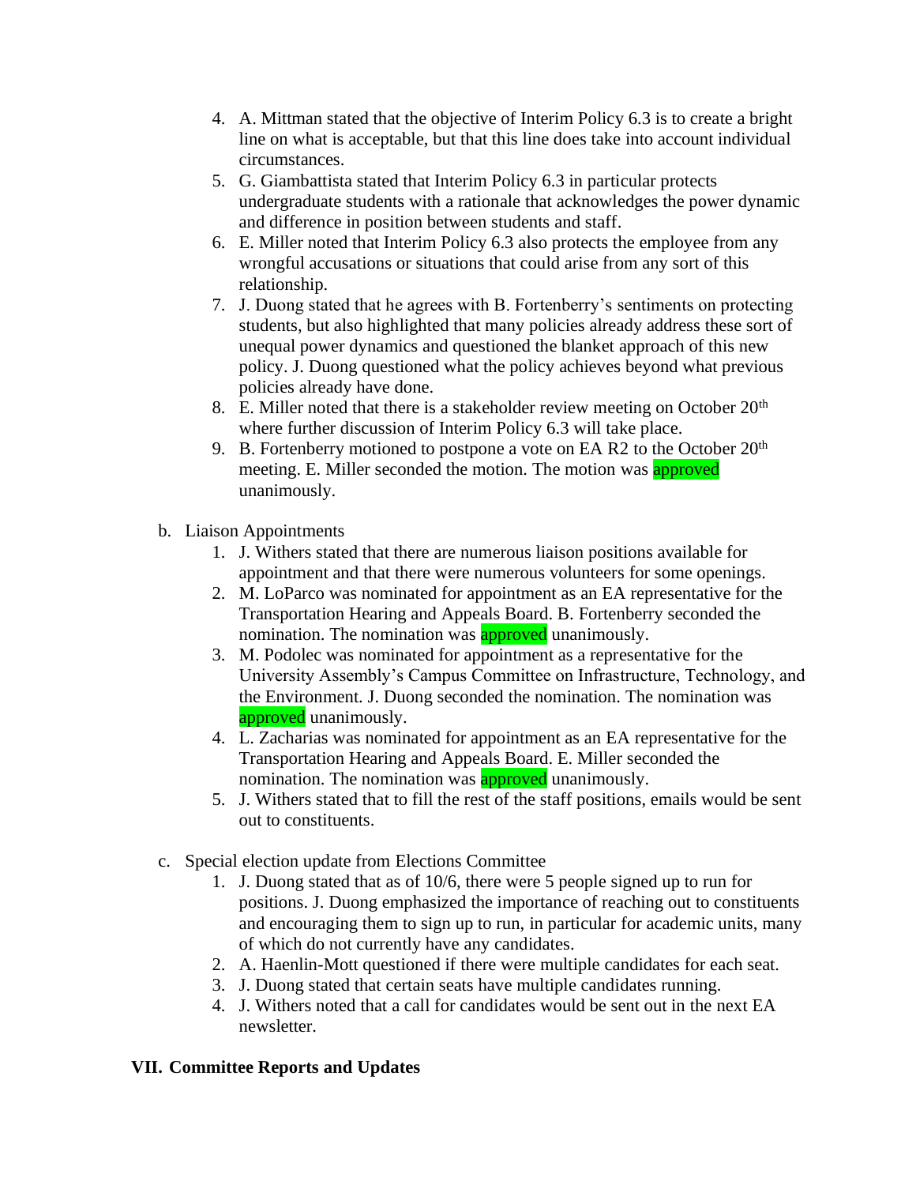4. A. Mittman stated that the objective of Interim Policy 6.3 is to create a bright line on what is acceptable, but that this line does take into account individual circumstances.
5. G. Giambattista stated that Interim Policy 6.3 in particular protects undergraduate students with a rationale that acknowledges the power dynamic and difference in position between students and staff.
6. E. Miller noted that Interim Policy 6.3 also protects the employee from any wrongful accusations or situations that could arise from any sort of this relationship.
7. J. Duong stated that he agrees with B. Fortenberry's sentiments on protecting students, but also highlighted that many policies already address these sort of unequal power dynamics and questioned the blanket approach of this new policy. J. Duong questioned what the policy achieves beyond what previous policies already have done.
8. E. Miller noted that there is a stakeholder review meeting on October 20th where further discussion of Interim Policy 6.3 will take place.
9. B. Fortenberry motioned to postpone a vote on EA R2 to the October 20th meeting. E. Miller seconded the motion. The motion was approved unanimously.

b. Liaison Appointments
   1. J. Withers stated that there are numerous liaison positions available for appointment and that there were numerous volunteers for some openings.
   2. M. LoParco was nominated for appointment as an EA representative for the Transportation Hearing and Appeals Board. B. Fortenberry seconded the nomination. The nomination was approved unanimously.
   3. M. Podolec was nominated for appointment as a representative for the University Assembly's Campus Committee on Infrastructure, Technology, and the Environment. J. Duong seconded the nomination. The nomination was approved unanimously.
   4. L. Zacharias was nominated for appointment as an EA representative for the Transportation Hearing and Appeals Board. E. Miller seconded the nomination. The nomination was approved unanimously.
   5. J. Withers stated that to fill the rest of the staff positions, emails would be sent out to constituents.

c. Special election update from Elections Committee
   1. J. Duong stated that as of 10/6, there were 5 people signed up to run for positions. J. Duong emphasized the importance of reaching out to constituents and encouraging them to sign up to run, in particular for academic units, many of which do not currently have any candidates.
   2. A. Haenlin-Mott questioned if there were multiple candidates for each seat.
   3. J. Duong stated that certain seats have multiple candidates running.
   4. J. Withers noted that a call for candidates would be sent out in the next EA newsletter.

## VII. Committee Reports and Updates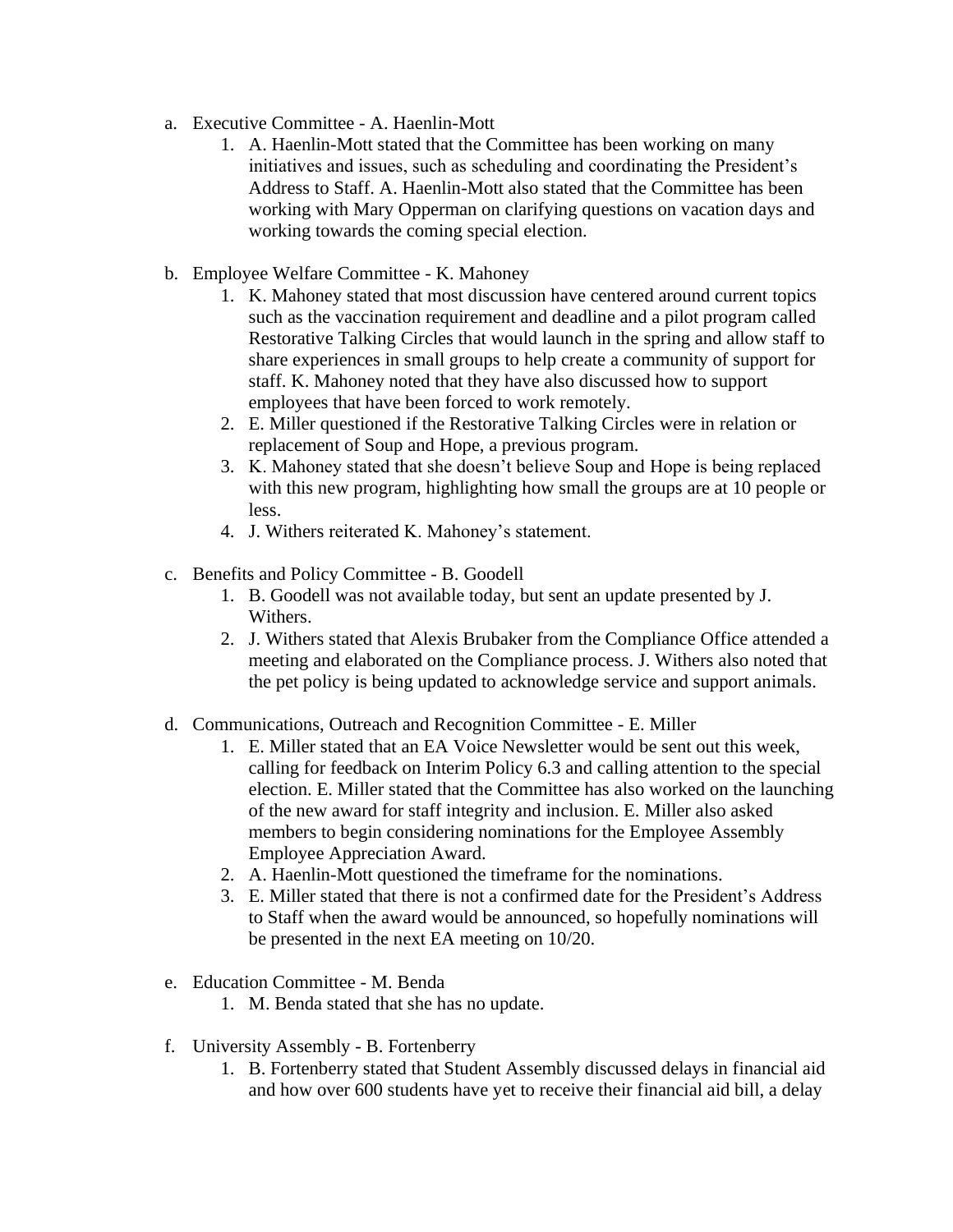a. Executive Committee - A. Haenlin-Mott
    1. A. Haenlin-Mott stated that the Committee has been working on many initiatives and issues, such as scheduling and coordinating the President's Address to Staff. A. Haenlin-Mott also stated that the Committee has been working with Mary Opperman on clarifying questions on vacation days and working towards the coming special election.

b. Employee Welfare Committee - K. Mahoney
    1. K. Mahoney stated that most discussion have centered around current topics such as the vaccination requirement and deadline and a pilot program called Restorative Talking Circles that would launch in the spring and allow staff to share experiences in small groups to help create a community of support for staff. K. Mahoney noted that they have also discussed how to support employees that have been forced to work remotely.
    2. E. Miller questioned if the Restorative Talking Circles were in relation or replacement of Soup and Hope, a previous program.
    3. K. Mahoney stated that she doesn't believe Soup and Hope is being replaced with this new program, highlighting how small the groups are at 10 people or less.
    4. J. Withers reiterated K. Mahoney's statement.

c. Benefits and Policy Committee - B. Goodell
    1. B. Goodell was not available today, but sent an update presented by J. Withers.
    2. J. Withers stated that Alexis Brubaker from the Compliance Office attended a meeting and elaborated on the Compliance process. J. Withers also noted that the pet policy is being updated to acknowledge service and support animals.

d. Communications, Outreach and Recognition Committee - E. Miller
    1. E. Miller stated that an EA Voice Newsletter would be sent out this week, calling for feedback on Interim Policy 6.3 and calling attention to the special election. E. Miller stated that the Committee has also worked on the launching of the new award for staff integrity and inclusion. E. Miller also asked members to begin considering nominations for the Employee Assembly Employee Appreciation Award.
    2. A. Haenlin-Mott questioned the timeframe for the nominations.
    3. E. Miller stated that there is not a confirmed date for the President's Address to Staff when the award would be announced, so hopefully nominations will be presented in the next EA meeting on 10/20.

e. Education Committee - M. Benda
    1. M. Benda stated that she has no update.

f. University Assembly - B. Fortenberry
    1. B. Fortenberry stated that Student Assembly discussed delays in financial aid and how over 600 students have yet to receive their financial aid bill, a delay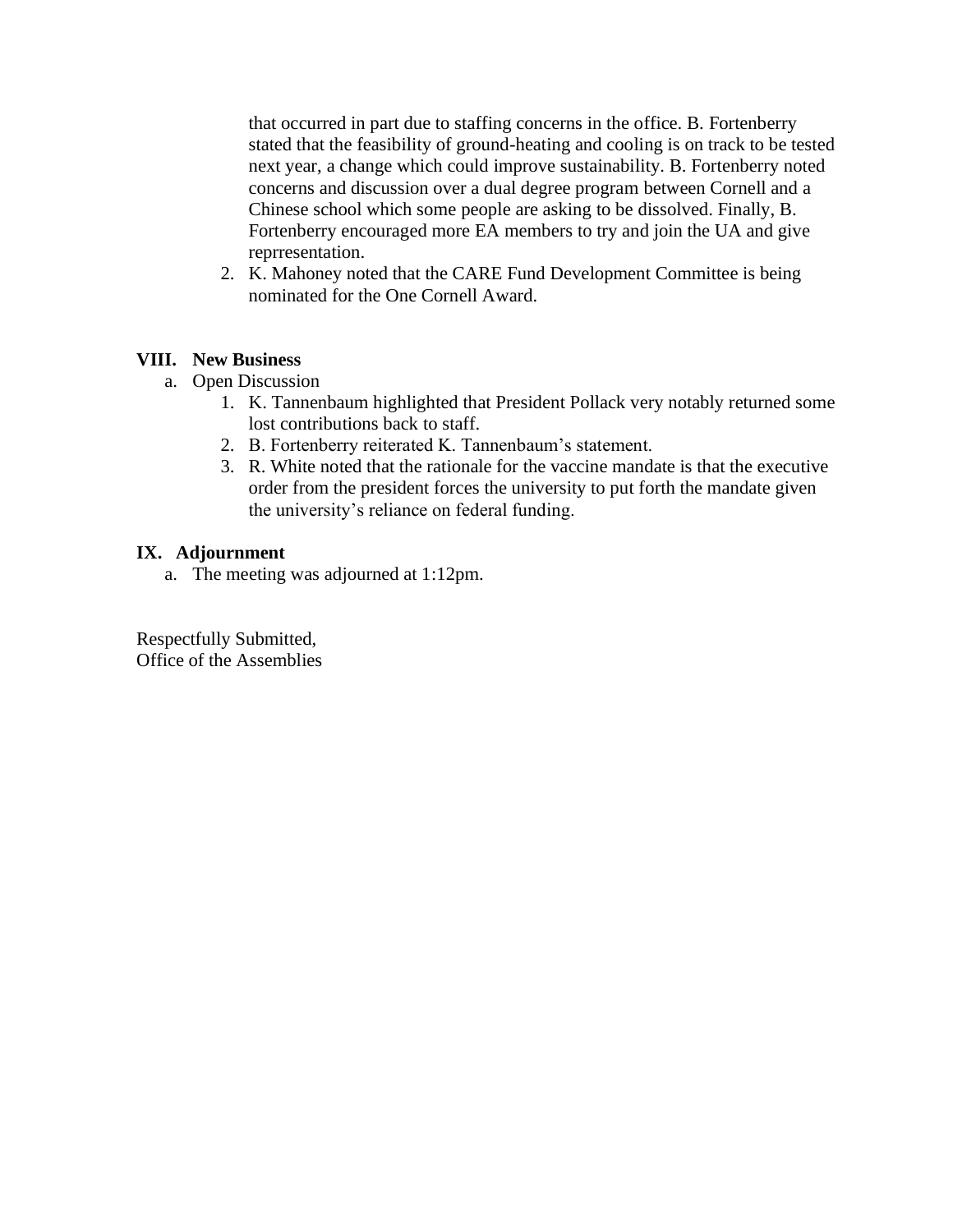that occurred in part due to staffing concerns in the office. B. Fortenberry stated that the feasibility of ground-heating and cooling is on track to be tested next year, a change which could improve sustainability. B. Fortenberry noted concerns and discussion over a dual degree program between Cornell and a Chinese school which some people are asking to be dissolved. Finally, B. Fortenberry encouraged more EA members to try and join the UA and give reprresentation.

2. K. Mahoney noted that the CARE Fund Development Committee is being nominated for the One Cornell Award.

## VIII. New Business

a. Open Discussion
   1. K. Tannenbaum highlighted that President Pollack very notably returned some lost contributions back to staff.
   2. B. Fortenberry reiterated K. Tannenbaum's statement.
   3. R. White noted that the rationale for the vaccine mandate is that the executive order from the president forces the university to put forth the mandate given the university's reliance on federal funding.

## IX. Adjournment

a. The meeting was adjourned at 1:12pm.

Respectfully Submitted,
Office of the Assemblies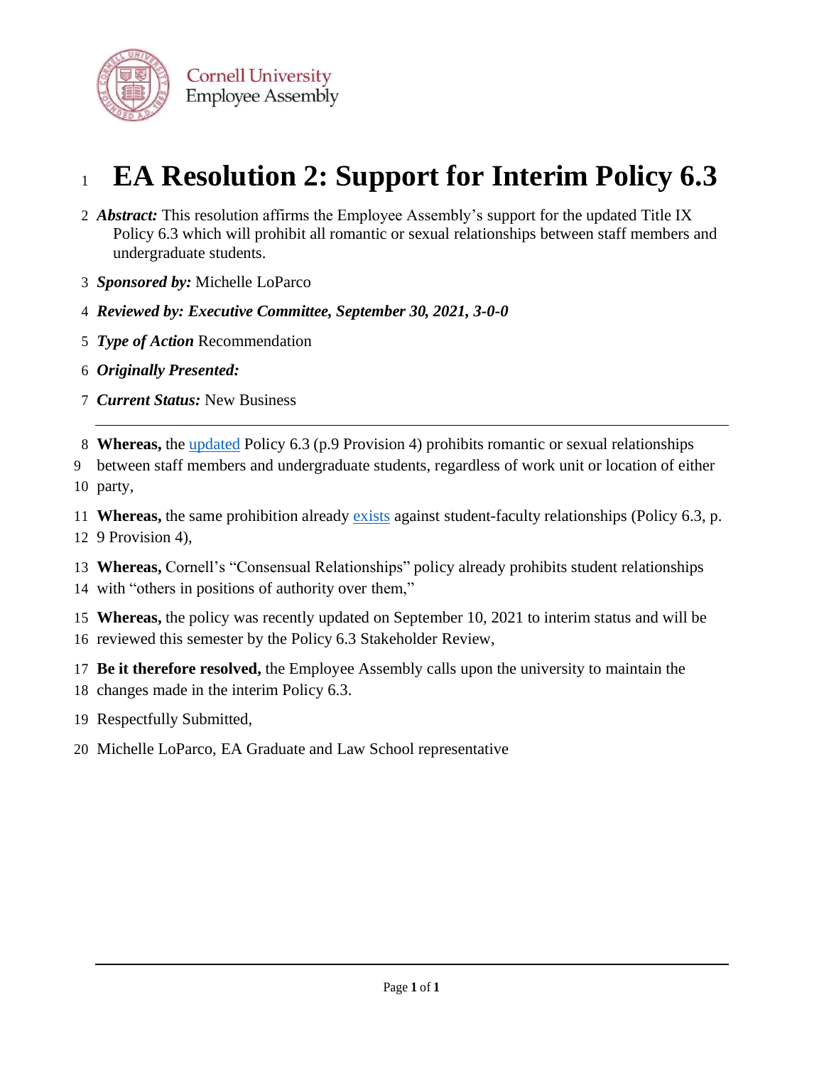Cornell University
Employee Assembly

# EA Resolution 2: Support for Interim Policy 6.3

***Abstract:*** This resolution affirms the Employee Assembly's support for the updated Title IX Policy 6.3 which will prohibit all romantic or sexual relationships between staff members and undergraduate students.

***Sponsored by:*** Michelle LoParco

***Reviewed by: Executive Committee, September 30, 2021, 3-0-0***

***Type of Action*** Recommendation

***Originally Presented:***

***Current Status:*** New Business

---

**Whereas,** the updated Policy 6.3 (p.9 Provision 4) prohibits romantic or sexual relationships between staff members and undergraduate students, regardless of work unit or location of either party,

**Whereas,** the same prohibition already exists against student-faculty relationships (Policy 6.3, p. 9 Provision 4),

**Whereas,** Cornell's "Consensual Relationships" policy already prohibits student relationships with "others in positions of authority over them,"

**Whereas,** the policy was recently updated on September 10, 2021 to interim status and will be reviewed this semester by the Policy 6.3 Stakeholder Review,

**Be it therefore resolved,** the Employee Assembly calls upon the university to maintain the changes made in the interim Policy 6.3.

Respectfully Submitted,

Michelle LoParco, EA Graduate and Law School representative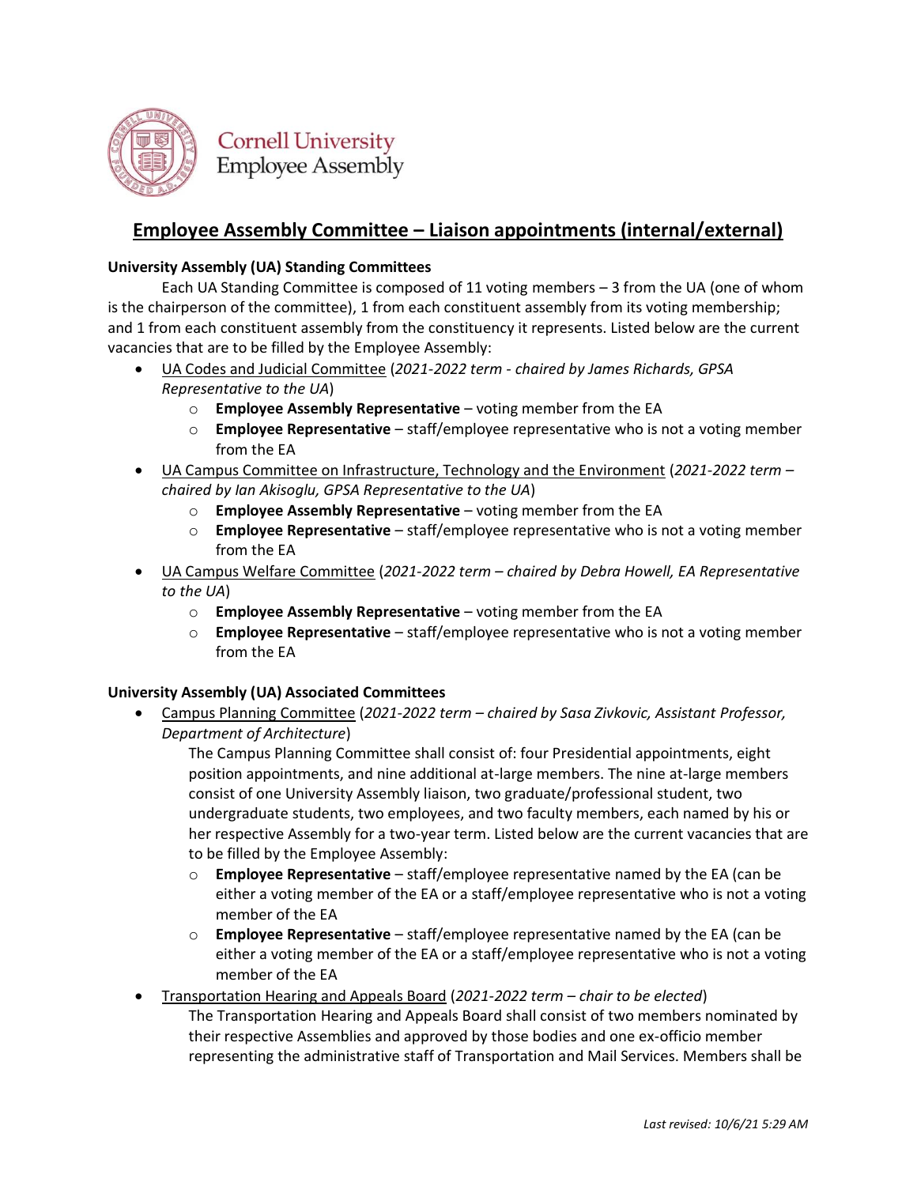Cornell University
Employee Assembly

## Employee Assembly Committee – Liaison appointments (internal/external)

**University Assembly (UA) Standing Committees**

Each UA Standing Committee is composed of 11 voting members – 3 from the UA (one of whom is the chairperson of the committee), 1 from each constituent assembly from its voting membership; and 1 from each constituent assembly from the constituency it represents. Listed below are the current vacancies that are to be filled by the Employee Assembly:

- UA Codes and Judicial Committee (*2021-2022 term - chaired by James Richards, GPSA Representative to the UA*)
  - **Employee Assembly Representative** – voting member from the EA
  - **Employee Representative** – staff/employee representative who is not a voting member from the EA
- UA Campus Committee on Infrastructure, Technology and the Environment (*2021-2022 term – chaired by Ian Akisoglu, GPSA Representative to the UA*)
  - **Employee Assembly Representative** – voting member from the EA
  - **Employee Representative** – staff/employee representative who is not a voting member from the EA
- UA Campus Welfare Committee (*2021-2022 term – chaired by Debra Howell, EA Representative to the UA*)
  - **Employee Assembly Representative** – voting member from the EA
  - **Employee Representative** – staff/employee representative who is not a voting member from the EA

**University Assembly (UA) Associated Committees**

- Campus Planning Committee (*2021-2022 term – chaired by Sasa Zivkovic, Assistant Professor, Department of Architecture*)

  The Campus Planning Committee shall consist of: four Presidential appointments, eight position appointments, and nine additional at-large members. The nine at-large members consist of one University Assembly liaison, two graduate/professional student, two undergraduate students, two employees, and two faculty members, each named by his or her respective Assembly for a two-year term. Listed below are the current vacancies that are to be filled by the Employee Assembly:
  - **Employee Representative** – staff/employee representative named by the EA (can be either a voting member of the EA or a staff/employee representative who is not a voting member of the EA
  - **Employee Representative** – staff/employee representative named by the EA (can be either a voting member of the EA or a staff/employee representative who is not a voting member of the EA
- Transportation Hearing and Appeals Board (*2021-2022 term – chair to be elected*)

  The Transportation Hearing and Appeals Board shall consist of two members nominated by their respective Assemblies and approved by those bodies and one ex-officio member representing the administrative staff of Transportation and Mail Services. Members shall be

*Last revised: 10/6/21 5:29 AM*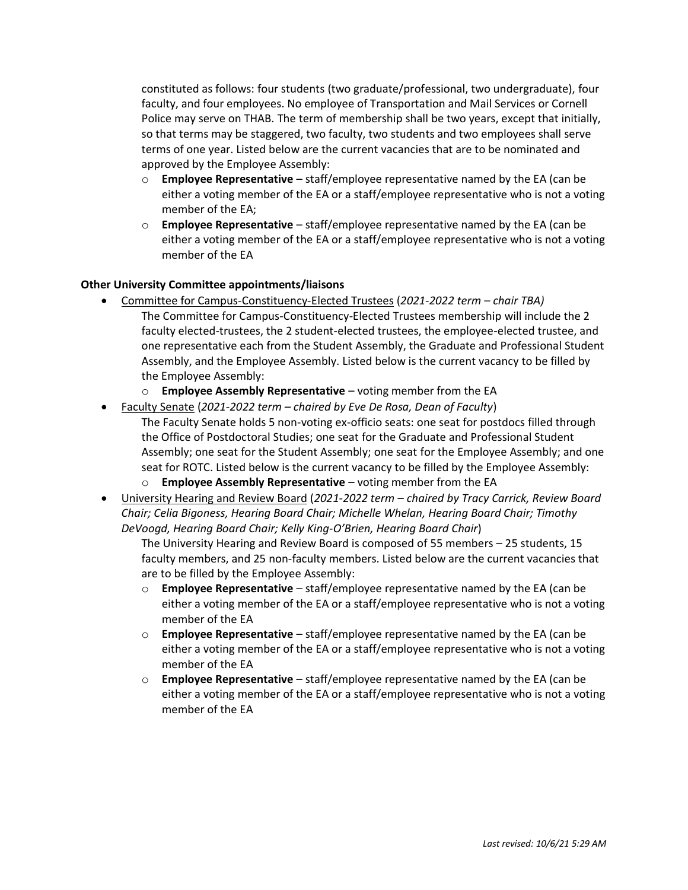constituted as follows: four students (two graduate/professional, two undergraduate), four faculty, and four employees. No employee of Transportation and Mail Services or Cornell Police may serve on THAB. The term of membership shall be two years, except that initially, so that terms may be staggered, two faculty, two students and two employees shall serve terms of one year. Listed below are the current vacancies that are to be nominated and approved by the Employee Assembly:

- **Employee Representative** – staff/employee representative named by the EA (can be either a voting member of the EA or a staff/employee representative who is not a voting member of the EA;
- **Employee Representative** – staff/employee representative named by the EA (can be either a voting member of the EA or a staff/employee representative who is not a voting member of the EA

**Other University Committee appointments/liaisons**

- Committee for Campus-Constituency-Elected Trustees (*2021-2022 term – chair TBA)*
  The Committee for Campus-Constituency-Elected Trustees membership will include the 2 faculty elected-trustees, the 2 student-elected trustees, the employee-elected trustee, and one representative each from the Student Assembly, the Graduate and Professional Student Assembly, and the Employee Assembly. Listed below is the current vacancy to be filled by the Employee Assembly:
  - **Employee Assembly Representative** – voting member from the EA
- Faculty Senate (*2021-2022 term – chaired by Eve De Rosa, Dean of Faculty*)
  The Faculty Senate holds 5 non-voting ex-officio seats: one seat for postdocs filled through the Office of Postdoctoral Studies; one seat for the Graduate and Professional Student Assembly; one seat for the Student Assembly; one seat for the Employee Assembly; and one seat for ROTC. Listed below is the current vacancy to be filled by the Employee Assembly:
  - **Employee Assembly Representative** – voting member from the EA
- University Hearing and Review Board (*2021-2022 term – chaired by Tracy Carrick, Review Board Chair; Celia Bigoness, Hearing Board Chair; Michelle Whelan, Hearing Board Chair; Timothy DeVoogd, Hearing Board Chair; Kelly King-O'Brien, Hearing Board Chair*)
  The University Hearing and Review Board is composed of 55 members – 25 students, 15 faculty members, and 25 non-faculty members. Listed below are the current vacancies that are to be filled by the Employee Assembly:
  - **Employee Representative** – staff/employee representative named by the EA (can be either a voting member of the EA or a staff/employee representative who is not a voting member of the EA
  - **Employee Representative** – staff/employee representative named by the EA (can be either a voting member of the EA or a staff/employee representative who is not a voting member of the EA
  - **Employee Representative** – staff/employee representative named by the EA (can be either a voting member of the EA or a staff/employee representative who is not a voting member of the EA

*Last revised: 10/6/21 5:29 AM*